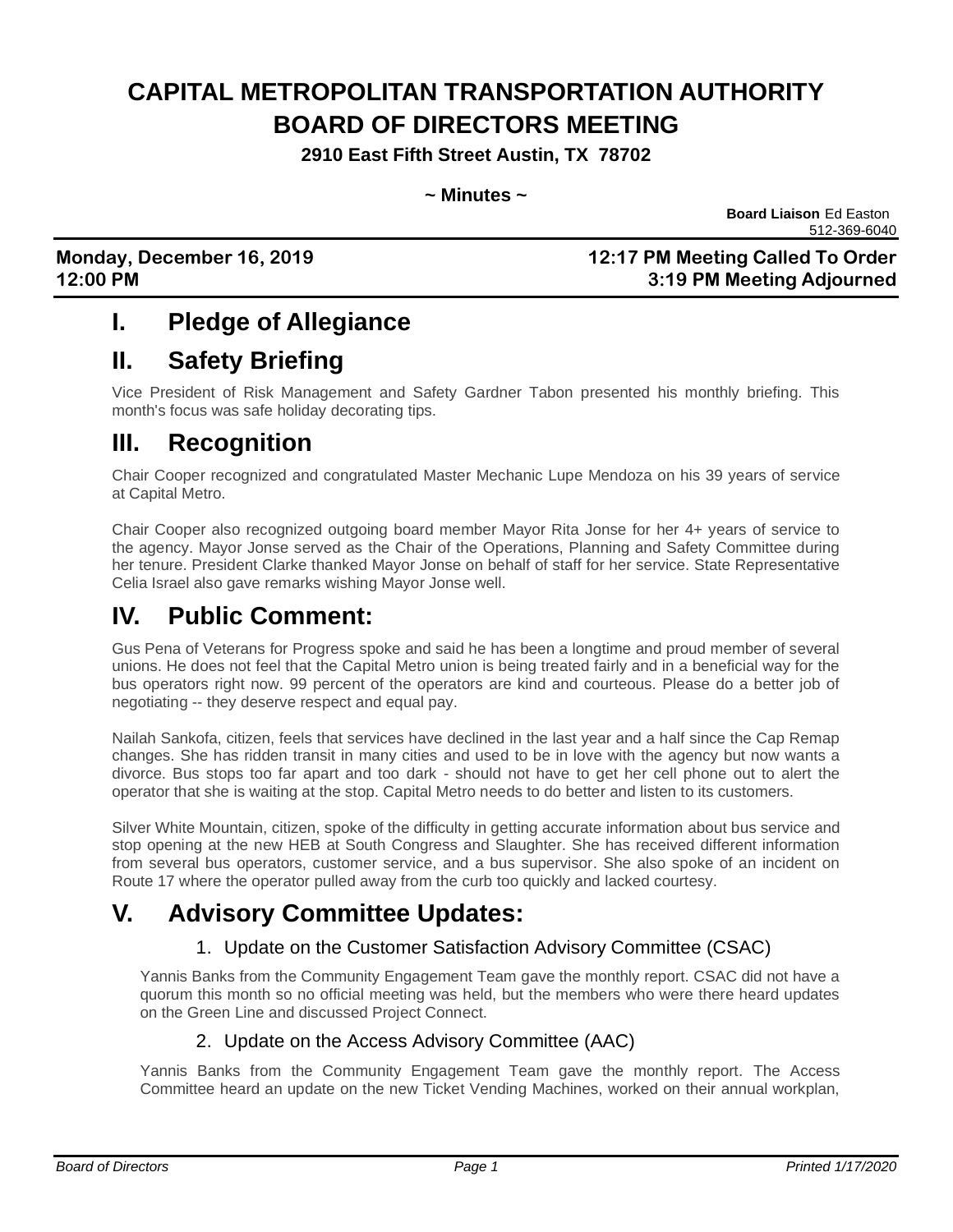# CAPITAL METROPOLITAN TRANSPORTATION AUTHORITY BOARD OF DIRECTORS MEETING

**2910 East Fifth Street Austin, TX 78702**

**~ Minutes ~**

**Board Liaison** Ed Easton
512-369-6040

**Monday, December 16, 2019** — **12:17 PM Meeting Called To Order**
**12:00 PM** — **3:19 PM Meeting Adjourned**

# I. Pledge of Allegiance

# II. Safety Briefing

Vice President of Risk Management and Safety Gardner Tabon presented his monthly briefing. This month's focus was safe holiday decorating tips.

# III. Recognition

Chair Cooper recognized and congratulated Master Mechanic Lupe Mendoza on his 39 years of service at Capital Metro.

Chair Cooper also recognized outgoing board member Mayor Rita Jonse for her 4+ years of service to the agency. Mayor Jonse served as the Chair of the Operations, Planning and Safety Committee during her tenure. President Clarke thanked Mayor Jonse on behalf of staff for her service. State Representative Celia Israel also gave remarks wishing Mayor Jonse well.

# IV. Public Comment:

Gus Pena of Veterans for Progress spoke and said he has been a longtime and proud member of several unions. He does not feel that the Capital Metro union is being treated fairly and in a beneficial way for the bus operators right now. 99 percent of the operators are kind and courteous. Please do a better job of negotiating -- they deserve respect and equal pay.

Nailah Sankofa, citizen, feels that services have declined in the last year and a half since the Cap Remap changes. She has ridden transit in many cities and used to be in love with the agency but now wants a divorce. Bus stops too far apart and too dark - should not have to get her cell phone out to alert the operator that she is waiting at the stop. Capital Metro needs to do better and listen to its customers.

Silver White Mountain, citizen, spoke of the difficulty in getting accurate information about bus service and stop opening at the new HEB at South Congress and Slaughter. She has received different information from several bus operators, customer service, and a bus supervisor. She also spoke of an incident on Route 17 where the operator pulled away from the curb too quickly and lacked courtesy.

# V. Advisory Committee Updates:

## 1. Update on the Customer Satisfaction Advisory Committee (CSAC)

Yannis Banks from the Community Engagement Team gave the monthly report. CSAC did not have a quorum this month so no official meeting was held, but the members who were there heard updates on the Green Line and discussed Project Connect.

## 2. Update on the Access Advisory Committee (AAC)

Yannis Banks from the Community Engagement Team gave the monthly report. The Access Committee heard an update on the new Ticket Vending Machines, worked on their annual workplan,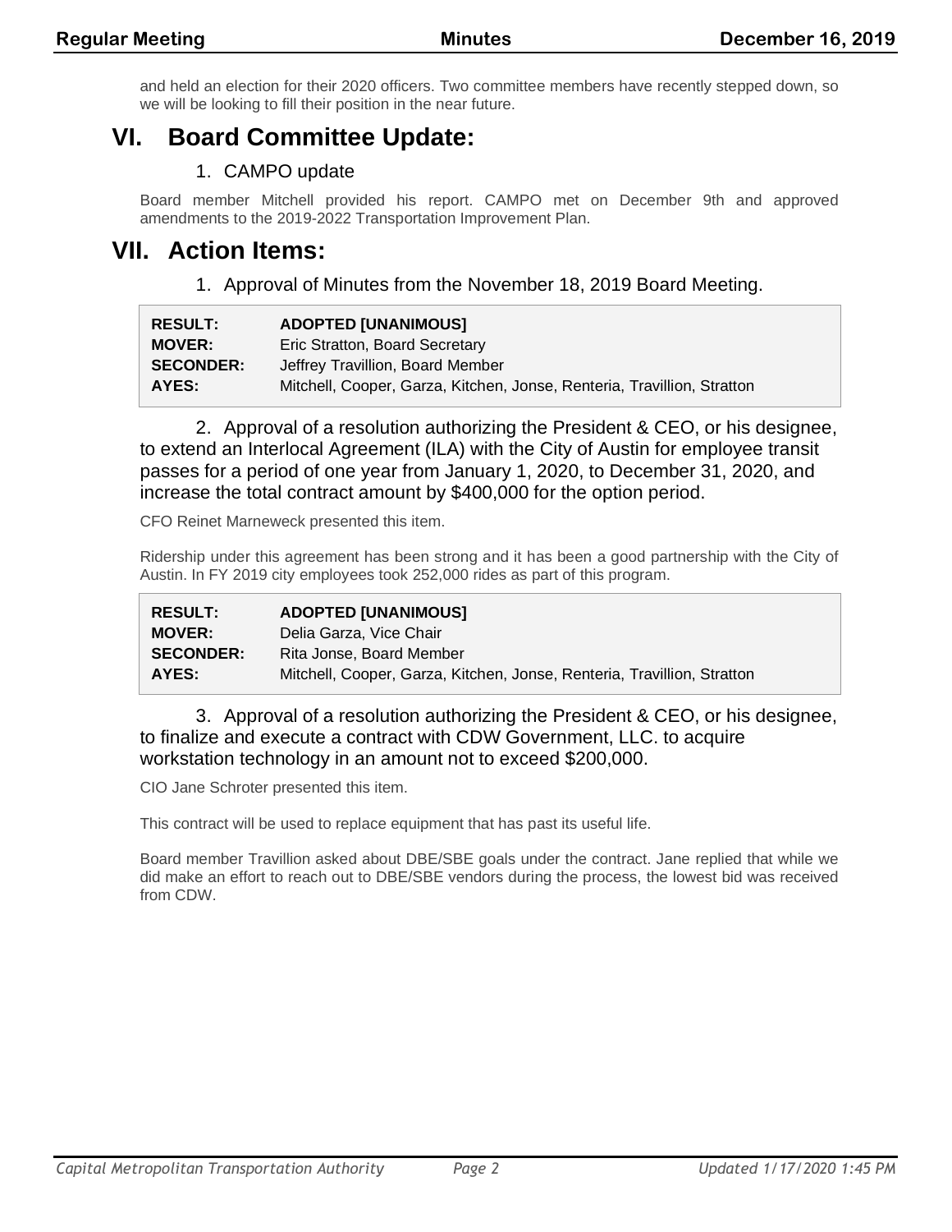and held an election for their 2020 officers. Two committee members have recently stepped down, so we will be looking to fill their position in the near future.

# VI. Board Committee Update:

1. CAMPO update

Board member Mitchell provided his report. CAMPO met on December 9th and approved amendments to the 2019-2022 Transportation Improvement Plan.

# VII. Action Items:

1. Approval of Minutes from the November 18, 2019 Board Meeting.

| | |
|---|---|
| **RESULT:** | **ADOPTED [UNANIMOUS]** |
| **MOVER:** | Eric Stratton, Board Secretary |
| **SECONDER:** | Jeffrey Travillion, Board Member |
| **AYES:** | Mitchell, Cooper, Garza, Kitchen, Jonse, Renteria, Travillion, Stratton |

2. Approval of a resolution authorizing the President & CEO, or his designee, to extend an Interlocal Agreement (ILA) with the City of Austin for employee transit passes for a period of one year from January 1, 2020, to December 31, 2020, and increase the total contract amount by $400,000 for the option period.

CFO Reinet Marneweck presented this item.

Ridership under this agreement has been strong and it has been a good partnership with the City of Austin. In FY 2019 city employees took 252,000 rides as part of this program.

| | |
|---|---|
| **RESULT:** | **ADOPTED [UNANIMOUS]** |
| **MOVER:** | Delia Garza, Vice Chair |
| **SECONDER:** | Rita Jonse, Board Member |
| **AYES:** | Mitchell, Cooper, Garza, Kitchen, Jonse, Renteria, Travillion, Stratton |

3. Approval of a resolution authorizing the President & CEO, or his designee, to finalize and execute a contract with CDW Government, LLC. to acquire workstation technology in an amount not to exceed $200,000.

CIO Jane Schroter presented this item.

This contract will be used to replace equipment that has past its useful life.

Board member Travillion asked about DBE/SBE goals under the contract. Jane replied that while we did make an effort to reach out to DBE/SBE vendors during the process, the lowest bid was received from CDW.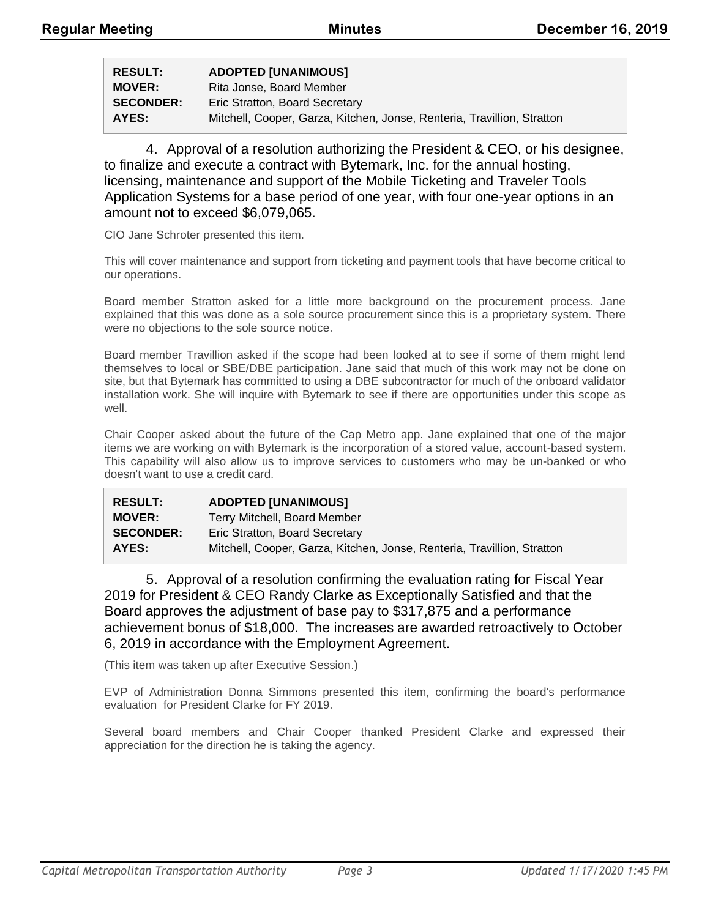| | |
|---|---|
| **RESULT:** | **ADOPTED [UNANIMOUS]** |
| **MOVER:** | Rita Jonse, Board Member |
| **SECONDER:** | Eric Stratton, Board Secretary |
| **AYES:** | Mitchell, Cooper, Garza, Kitchen, Jonse, Renteria, Travillion, Stratton |

4. Approval of a resolution authorizing the President & CEO, or his designee, to finalize and execute a contract with Bytemark, Inc. for the annual hosting, licensing, maintenance and support of the Mobile Ticketing and Traveler Tools Application Systems for a base period of one year, with four one-year options in an amount not to exceed $6,079,065.

CIO Jane Schroter presented this item.

This will cover maintenance and support from ticketing and payment tools that have become critical to our operations.

Board member Stratton asked for a little more background on the procurement process. Jane explained that this was done as a sole source procurement since this is a proprietary system. There were no objections to the sole source notice.

Board member Travillion asked if the scope had been looked at to see if some of them might lend themselves to local or SBE/DBE participation. Jane said that much of this work may not be done on site, but that Bytemark has committed to using a DBE subcontractor for much of the onboard validator installation work. She will inquire with Bytemark to see if there are opportunities under this scope as well.

Chair Cooper asked about the future of the Cap Metro app. Jane explained that one of the major items we are working on with Bytemark is the incorporation of a stored value, account-based system. This capability will also allow us to improve services to customers who may be un-banked or who doesn't want to use a credit card.

| | |
|---|---|
| **RESULT:** | **ADOPTED [UNANIMOUS]** |
| **MOVER:** | Terry Mitchell, Board Member |
| **SECONDER:** | Eric Stratton, Board Secretary |
| **AYES:** | Mitchell, Cooper, Garza, Kitchen, Jonse, Renteria, Travillion, Stratton |

5. Approval of a resolution confirming the evaluation rating for Fiscal Year 2019 for President & CEO Randy Clarke as Exceptionally Satisfied and that the Board approves the adjustment of base pay to $317,875 and a performance achievement bonus of $18,000. The increases are awarded retroactively to October 6, 2019 in accordance with the Employment Agreement.

(This item was taken up after Executive Session.)

EVP of Administration Donna Simmons presented this item, confirming the board's performance evaluation for President Clarke for FY 2019.

Several board members and Chair Cooper thanked President Clarke and expressed their appreciation for the direction he is taking the agency.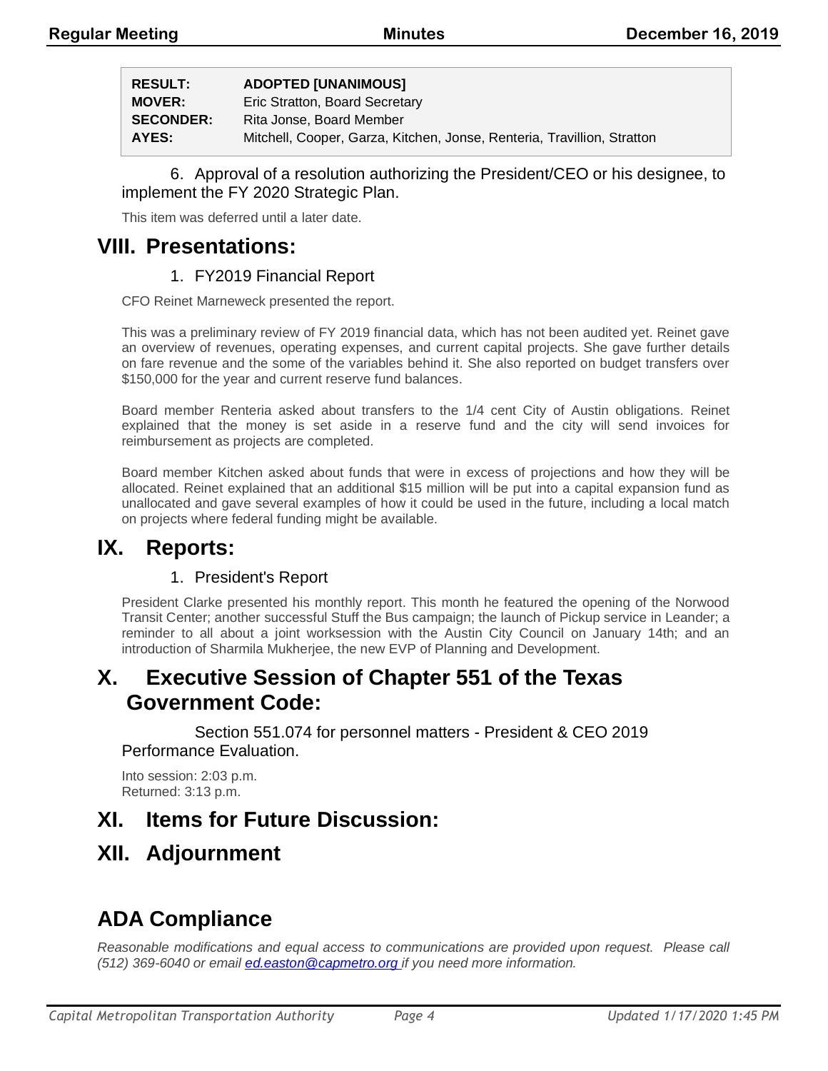| | |
|---|---|
| **RESULT:** | **ADOPTED [UNANIMOUS]** |
| **MOVER:** | Eric Stratton, Board Secretary |
| **SECONDER:** | Rita Jonse, Board Member |
| **AYES:** | Mitchell, Cooper, Garza, Kitchen, Jonse, Renteria, Travillion, Stratton |

6. Approval of a resolution authorizing the President/CEO or his designee, to implement the FY 2020 Strategic Plan.

This item was deferred until a later date.

# VIII. Presentations:

1. FY2019 Financial Report

CFO Reinet Marneweck presented the report.

This was a preliminary review of FY 2019 financial data, which has not been audited yet. Reinet gave an overview of revenues, operating expenses, and current capital projects. She gave further details on fare revenue and the some of the variables behind it. She also reported on budget transfers over $150,000 for the year and current reserve fund balances.

Board member Renteria asked about transfers to the 1/4 cent City of Austin obligations. Reinet explained that the money is set aside in a reserve fund and the city will send invoices for reimbursement as projects are completed.

Board member Kitchen asked about funds that were in excess of projections and how they will be allocated. Reinet explained that an additional $15 million will be put into a capital expansion fund as unallocated and gave several examples of how it could be used in the future, including a local match on projects where federal funding might be available.

# IX. Reports:

1. President's Report

President Clarke presented his monthly report. This month he featured the opening of the Norwood Transit Center; another successful Stuff the Bus campaign; the launch of Pickup service in Leander; a reminder to all about a joint worksession with the Austin City Council on January 14th; and an introduction of Sharmila Mukherjee, the new EVP of Planning and Development.

# X. Executive Session of Chapter 551 of the Texas Government Code:

Section 551.074 for personnel matters - President & CEO 2019 Performance Evaluation.

Into session: 2:03 p.m.
Returned: 3:13 p.m.

# XI. Items for Future Discussion:

# XII. Adjournment

# ADA Compliance

*Reasonable modifications and equal access to communications are provided upon request. Please call (512) 369-6040 or email [ed.easton@capmetro.org](mailto:ed.easton@capmetro.org) if you need more information.*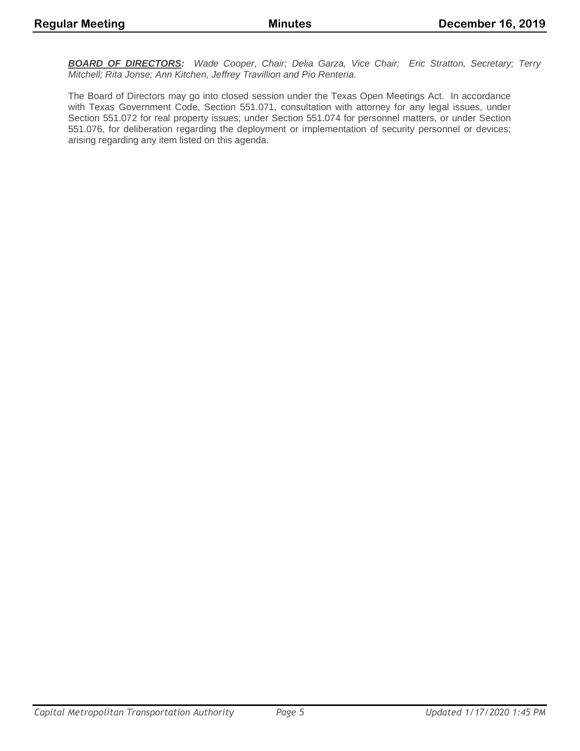***BOARD OF DIRECTORS:*** *Wade Cooper, Chair; Delia Garza, Vice Chair; Eric Stratton, Secretary; Terry Mitchell; Rita Jonse; Ann Kitchen, Jeffrey Travillion and Pio Renteria.*

The Board of Directors may go into closed session under the Texas Open Meetings Act. In accordance with Texas Government Code, Section 551.071, consultation with attorney for any legal issues, under Section 551.072 for real property issues; under Section 551.074 for personnel matters, or under Section 551.076, for deliberation regarding the deployment or implementation of security personnel or devices; arising regarding any item listed on this agenda.